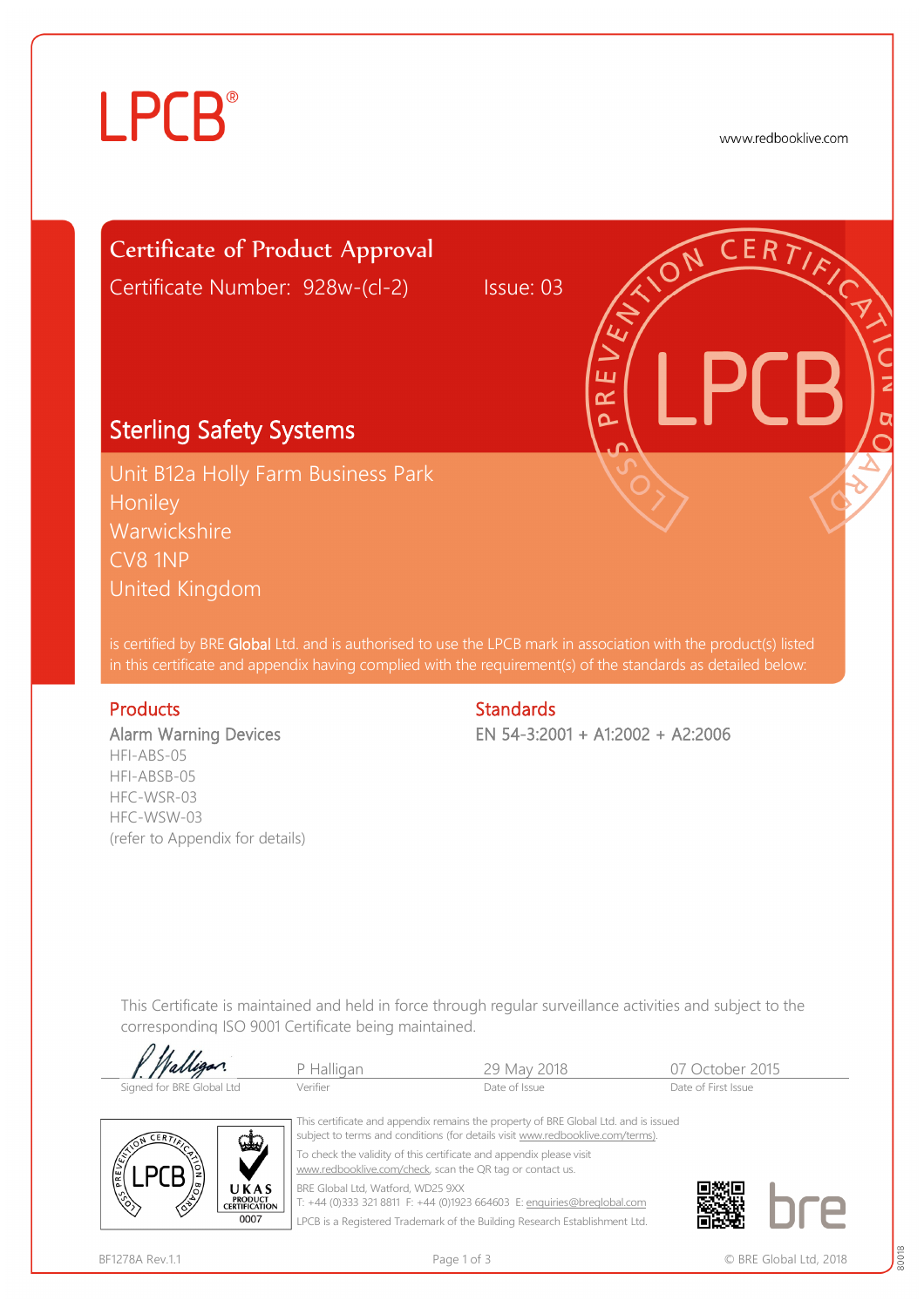LPCB®

www.redbooklive.com

# Certificate of Product Approval

Certificate Number: 928w-(cl-2) Issue: 03

## Sterling Safety Systems

Unit B12a Holly Farm Business Park
Honiley
Warwickshire
CV8 1NP
United Kingdom

is certified by BRE Global Ltd. and is authorised to use the LPCB mark in association with the product(s) listed in this certificate and appendix having complied with the requirement(s) of the standards as detailed below:

### Products

Alarm Warning Devices
HFI-ABS-05
HFI-ABSB-05
HFC-WSR-03
HFC-WSW-03
(refer to Appendix for details)

### Standards

EN 54-3:2001 + A1:2002 + A2:2006

This Certificate is maintained and held in force through regular surveillance activities and subject to the corresponding ISO 9001 Certificate being maintained.

| Signed for BRE Global Ltd | P Halligan (Verifier) | 29 May 2018 (Date of Issue) | 07 October 2015 (Date of First Issue) |
|---|---|---|---|

This certificate and appendix remains the property of BRE Global Ltd. and is issued subject to terms and conditions (for details visit www.redbooklive.com/terms).

To check the validity of this certificate and appendix please visit www.redbooklive.com/check, scan the QR tag or contact us.

BRE Global Ltd, Watford, WD25 9XX
T: +44 (0)333 321 8811 F: +44 (0)1923 664603 E: enquiries@breglobal.com

LPCB is a Registered Trademark of the Building Research Establishment Ltd.

UKAS PRODUCT CERTIFICATION 0007

BF1278A Rev.1.1 © BRE Global Ltd, 2018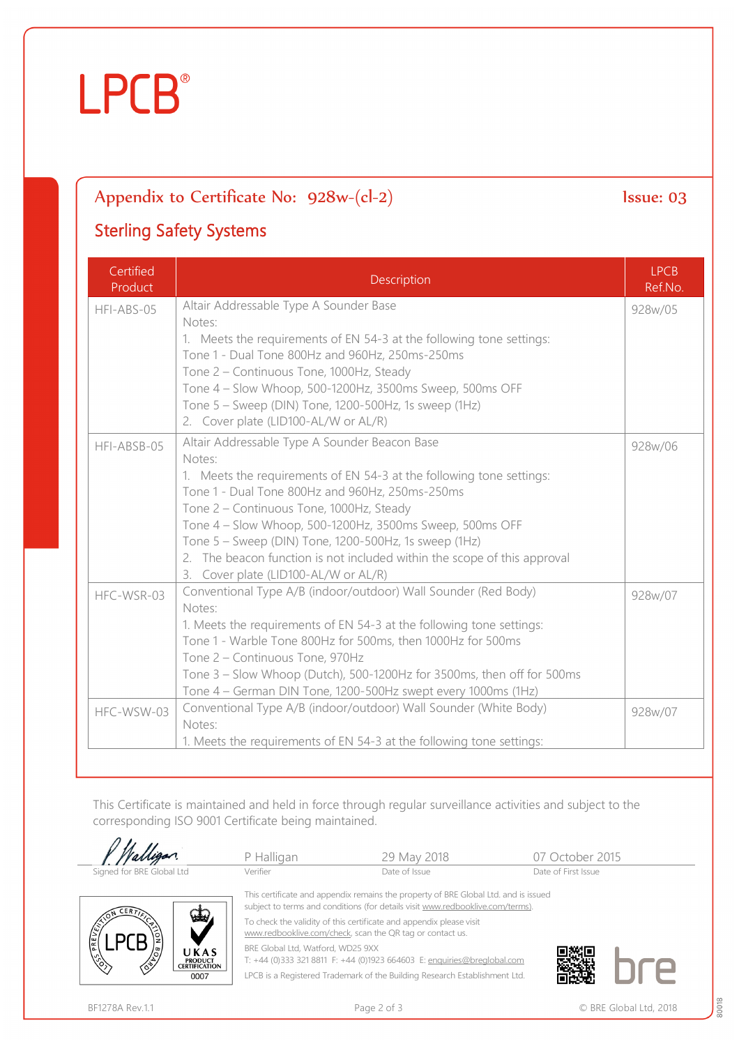LPCB®

## Appendix to Certificate No: 928w-(cl-2) — Issue: 03

### Sterling Safety Systems

| Certified Product | Description | LPCB Ref.No. |
|---|---|---|
| HFI-ABS-05 | Altair Addressable Type A Sounder Base<br>Notes:<br>1. Meets the requirements of EN 54-3 at the following tone settings:<br>Tone 1 - Dual Tone 800Hz and 960Hz, 250ms-250ms<br>Tone 2 – Continuous Tone, 1000Hz, Steady<br>Tone 4 – Slow Whoop, 500-1200Hz, 3500ms Sweep, 500ms OFF<br>Tone 5 – Sweep (DIN) Tone, 1200-500Hz, 1s sweep (1Hz)<br>2. Cover plate (LID100-AL/W or AL/R) | 928w/05 |
| HFI-ABSB-05 | Altair Addressable Type A Sounder Beacon Base<br>Notes:<br>1. Meets the requirements of EN 54-3 at the following tone settings:<br>Tone 1 - Dual Tone 800Hz and 960Hz, 250ms-250ms<br>Tone 2 – Continuous Tone, 1000Hz, Steady<br>Tone 4 – Slow Whoop, 500-1200Hz, 3500ms Sweep, 500ms OFF<br>Tone 5 – Sweep (DIN) Tone, 1200-500Hz, 1s sweep (1Hz)<br>2. The beacon function is not included within the scope of this approval<br>3. Cover plate (LID100-AL/W or AL/R) | 928w/06 |
| HFC-WSR-03 | Conventional Type A/B (indoor/outdoor) Wall Sounder (Red Body)<br>Notes:<br>1. Meets the requirements of EN 54-3 at the following tone settings:<br>Tone 1 - Warble Tone 800Hz for 500ms, then 1000Hz for 500ms<br>Tone 2 – Continuous Tone, 970Hz<br>Tone 3 – Slow Whoop (Dutch), 500-1200Hz for 3500ms, then off for 500ms<br>Tone 4 – German DIN Tone, 1200-500Hz swept every 1000ms (1Hz) | 928w/07 |
| HFC-WSW-03 | Conventional Type A/B (indoor/outdoor) Wall Sounder (White Body)<br>Notes:<br>1. Meets the requirements of EN 54-3 at the following tone settings: | 928w/07 |

This Certificate is maintained and held in force through regular surveillance activities and subject to the corresponding ISO 9001 Certificate being maintained.

| Signed for BRE Global Ltd | Verifier | Date of Issue | Date of First Issue |
|---|---|---|---|
| | P Halligan | 29 May 2018 | 07 October 2015 |

This certificate and appendix remains the property of BRE Global Ltd. and is issued subject to terms and conditions (for details visit www.redbooklive.com/terms).

To check the validity of this certificate and appendix please visit www.redbooklive.com/check, scan the QR tag or contact us.

BRE Global Ltd, Watford, WD25 9XX
T: +44 (0)333 321 8811 F: +44 (0)1923 664603 E: enquiries@breglobal.com

LPCB is a Registered Trademark of the Building Research Establishment Ltd.

UKAS Product Certification 0007

BF1278A Rev.1.1

© BRE Global Ltd, 2018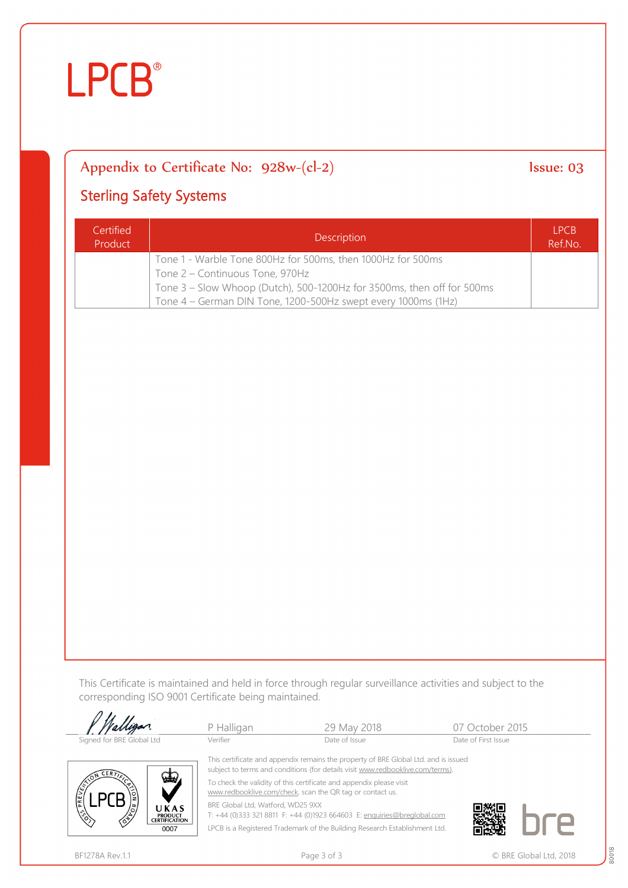LPCB®

## Appendix to Certificate No: 928w-(cl-2)

**Issue: 03**

## Sterling Safety Systems

| Certified Product | Description | LPCB Ref.No. |
|---|---|---|
| | Tone 1 - Warble Tone 800Hz for 500ms, then 1000Hz for 500ms<br>Tone 2 – Continuous Tone, 970Hz<br>Tone 3 – Slow Whoop (Dutch), 500-1200Hz for 3500ms, then off for 500ms<br>Tone 4 – German DIN Tone, 1200-500Hz swept every 1000ms (1Hz) | |

This Certificate is maintained and held in force through regular surveillance activities and subject to the corresponding ISO 9001 Certificate being maintained.

| Signed for BRE Global Ltd | Verifier | Date of Issue | Date of First Issue |
|---|---|---|---|
| | P Halligan | 29 May 2018 | 07 October 2015 |

This certificate and appendix remains the property of BRE Global Ltd. and is issued subject to terms and conditions (for details visit www.redbooklive.com/terms).

To check the validity of this certificate and appendix please visit www.redbooklive.com/check, scan the QR tag or contact us.

BRE Global Ltd, Watford, WD25 9XX
T: +44 (0)333 321 8811 F: +44 (0)1923 664603 E: enquiries@breglobal.com

LPCB is a Registered Trademark of the Building Research Establishment Ltd.

BF1278A Rev.1.1

© BRE Global Ltd, 2018